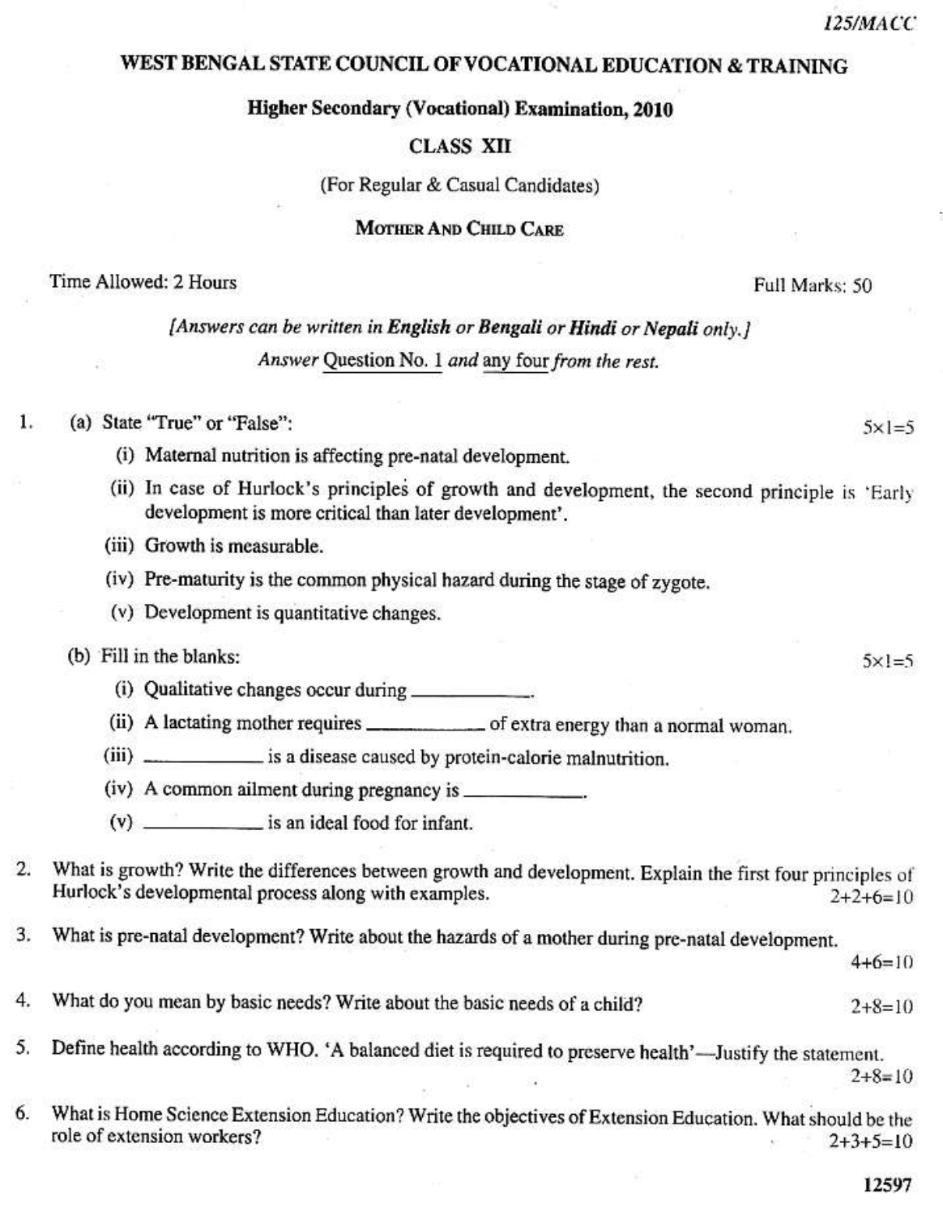125/MACC

# WEST BENGAL STATE COUNCIL OF VOCATIONAL EDUCATION & TRAINING

## Higher Secondary (Vocational) Examination, 2010

### CLASS XII

(For Regular & Casual Candidates)

### MOTHER AND CHILD CARE

Time Allowed: 2 Hours | Full Marks: 50

*[Answers can be written in **English** or **Bengali** or **Hindi** or **Nepali** only.]*

*Answer Question No. 1 and any four from the rest.*

1. (a) State "True" or "False": 5×1=5

   (i) Maternal nutrition is affecting pre-natal development.

   (ii) In case of Hurlock's principles of growth and development, the second principle is 'Early development is more critical than later development'.

   (iii) Growth is measurable.

   (iv) Pre-maturity is the common physical hazard during the stage of zygote.

   (v) Development is quantitative changes.

   (b) Fill in the blanks: 5×1=5

   (i) Qualitative changes occur during __________.

   (ii) A lactating mother requires __________ of extra energy than a normal woman.

   (iii) __________ is a disease caused by protein-calorie malnutrition.

   (iv) A common ailment during pregnancy is __________.

   (v) __________ is an ideal food for infant.

2. What is growth? Write the differences between growth and development. Explain the first four principles of Hurlock's developmental process along with examples. 2+2+6=10

3. What is pre-natal development? Write about the hazards of a mother during pre-natal development. 4+6=10

4. What do you mean by basic needs? Write about the basic needs of a child? 2+8=10

5. Define health according to WHO. 'A balanced diet is required to preserve health'—Justify the statement. 2+8=10

6. What is Home Science Extension Education? Write the objectives of Extension Education. What should be the role of extension workers? 2+3+5=10

12597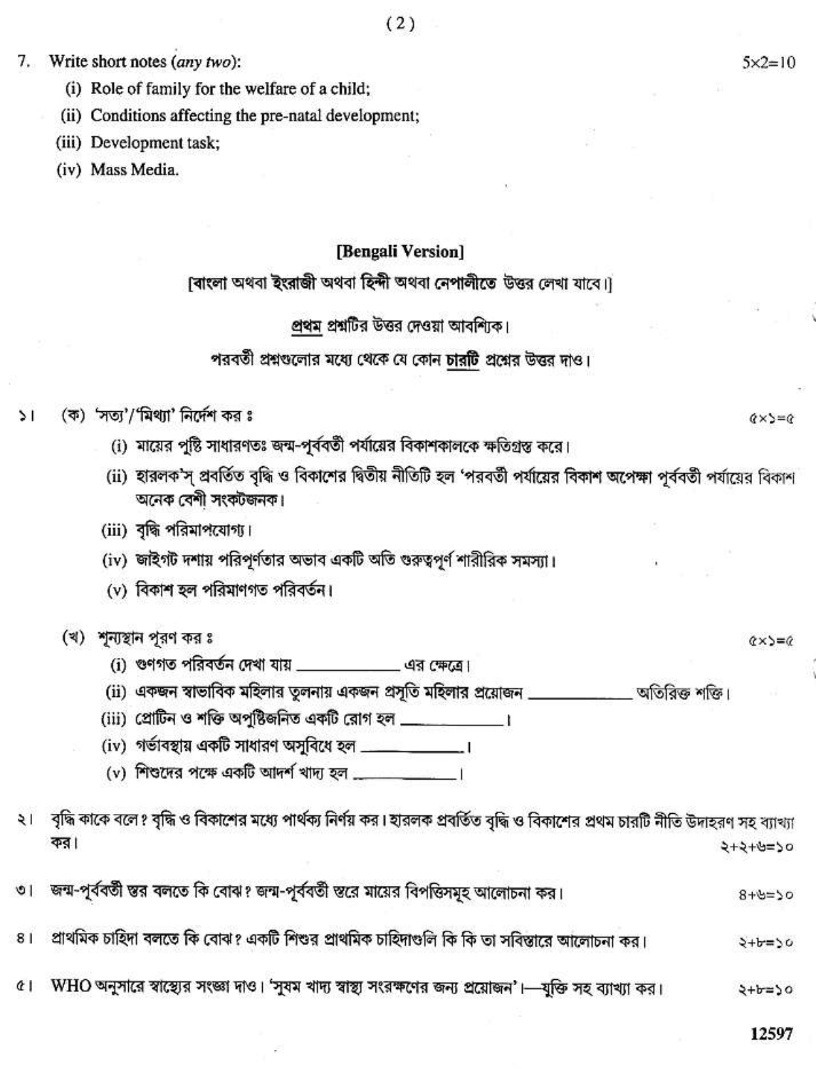7. Write short notes (*any two*): 5×2=10

   (i) Role of family for the welfare of a child;

   (ii) Conditions affecting the pre-natal development;

   (iii) Development task;

   (iv) Mass Media.

## [Bengali Version]

[বাংলা অথবা ইংরাজী অথবা হিন্দী অথবা নেপালীতে উত্তর লেখা যাবে।]

প্রথম প্রশ্নটির উত্তর দেওয়া আবশ্যিক।

পরবর্তী প্রশ্নগুলোর মধ্যে থেকে যে কোন **চারটি** প্রশ্নের উত্তর দাও।

১। (ক) 'সত্য'/'মিথ্যা' নির্দেশ কর ঃ ৫×১=৫

   (i) মায়ের পুষ্টি সাধারণতঃ জন্ম-পূর্ববর্তী পর্যায়ের বিকাশকালকে ক্ষতিগ্রস্ত করে।

   (ii) হারলক'স্ প্রবর্তিত বৃদ্ধি ও বিকাশের দ্বিতীয় নীতিটি হল 'পরবর্তী পর্যায়ের বিকাশ অপেক্ষা পূর্ববর্তী পর্যায়ের বিকাশ অনেক বেশী সংকটজনক।

   (iii) বৃদ্ধি পরিমাপযোগ্য।

   (iv) জাইগট দশায় পরিপূর্ণতার অভাব একটি অতি গুরুত্বপূর্ণ শারীরিক সমস্যা।

   (v) বিকাশ হল পরিমাণগত পরিবর্তন।

   (খ) শূন্যস্থান পূরণ কর ঃ ৫×১=৫

   (i) গুণগত পরিবর্তন দেখা যায় ____________ এর ক্ষেত্রে।

   (ii) একজন স্বাভাবিক মহিলার তুলনায় একজন প্রসূতি মহিলার প্রয়োজন ____________ অতিরিক্ত শক্তি।

   (iii) প্রোটিন ও শক্তি অপুষ্টিজনিত একটি রোগ হল ____________।

   (iv) গর্ভাবস্থায় একটি সাধারণ অসুবিধে হল ____________।

   (v) শিশুদের পক্ষে একটি আদর্শ খাদ্য হল ____________।

২। বৃদ্ধি কাকে বলে? বৃদ্ধি ও বিকাশের মধ্যে পার্থক্য নির্ণয় কর। হারলক প্রবর্তিত বৃদ্ধি ও বিকাশের প্রথম চারটি নীতি উদাহরণ সহ ব্যাখ্যা কর। ২+২+৬=১০

৩। জন্ম-পূর্ববর্তী স্তর বলতে কি বোঝ? জন্ম-পূর্ববর্তী স্তরে মায়ের বিপত্তিসমূহ আলোচনা কর। ৪+৬=১০

৪। প্রাথমিক চাহিদা বলতে কি বোঝ? একটি শিশুর প্রাথমিক চাহিদাগুলি কি কি তা সবিস্তারে আলোচনা কর। ২+৮=১০

৫। WHO অনুসারে স্বাস্থ্যের সংজ্ঞা দাও। 'সুষম খাদ্য স্বাস্থ্য সংরক্ষণের জন্য প্রয়োজন'।—যুক্তি সহ ব্যাখ্যা কর। ২+৮=১০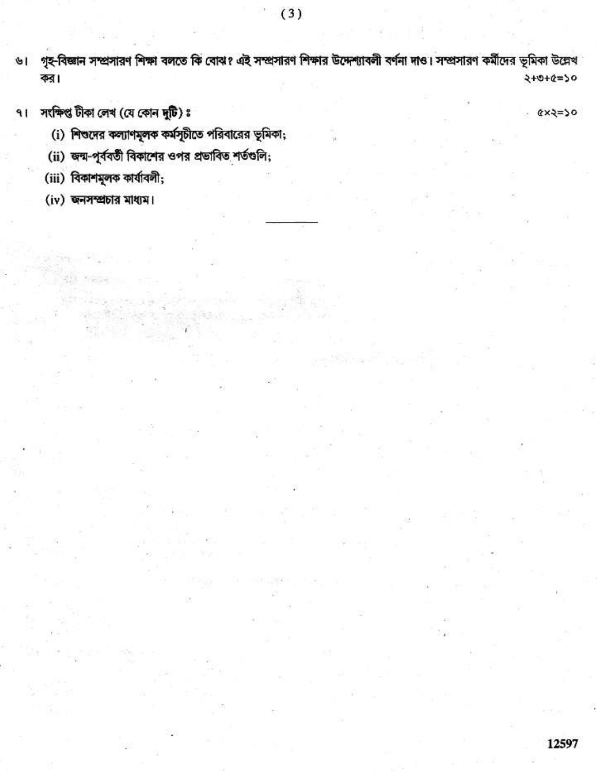৬। গৃহ-বিজ্ঞান সম্প্রসারণ শিক্ষা বলতে কি বোঝ? এই সম্প্রসারণ শিক্ষার উদ্দেশ্যাবলী বর্ণনা দাও। সম্প্রসারণ কর্মীদের ভূমিকা উল্লেখ কর। ২+৩+৫=১০

৭। সংক্ষিপ্ত টীকা লেখ (যে কোন দুটি) : ৫×২=১০

(i) শিশুদের কল্যাণমূলক কর্মসূচীতে পরিবারের ভূমিকা;

(ii) জন্ম-পূর্ববর্তী বিকাশের ওপর প্রভাবিত শর্তগুলি;

(iii) বিকাশমূলক কার্যাবলী;

(iv) জনসম্প্রচার মাধ্যম।

---

12597